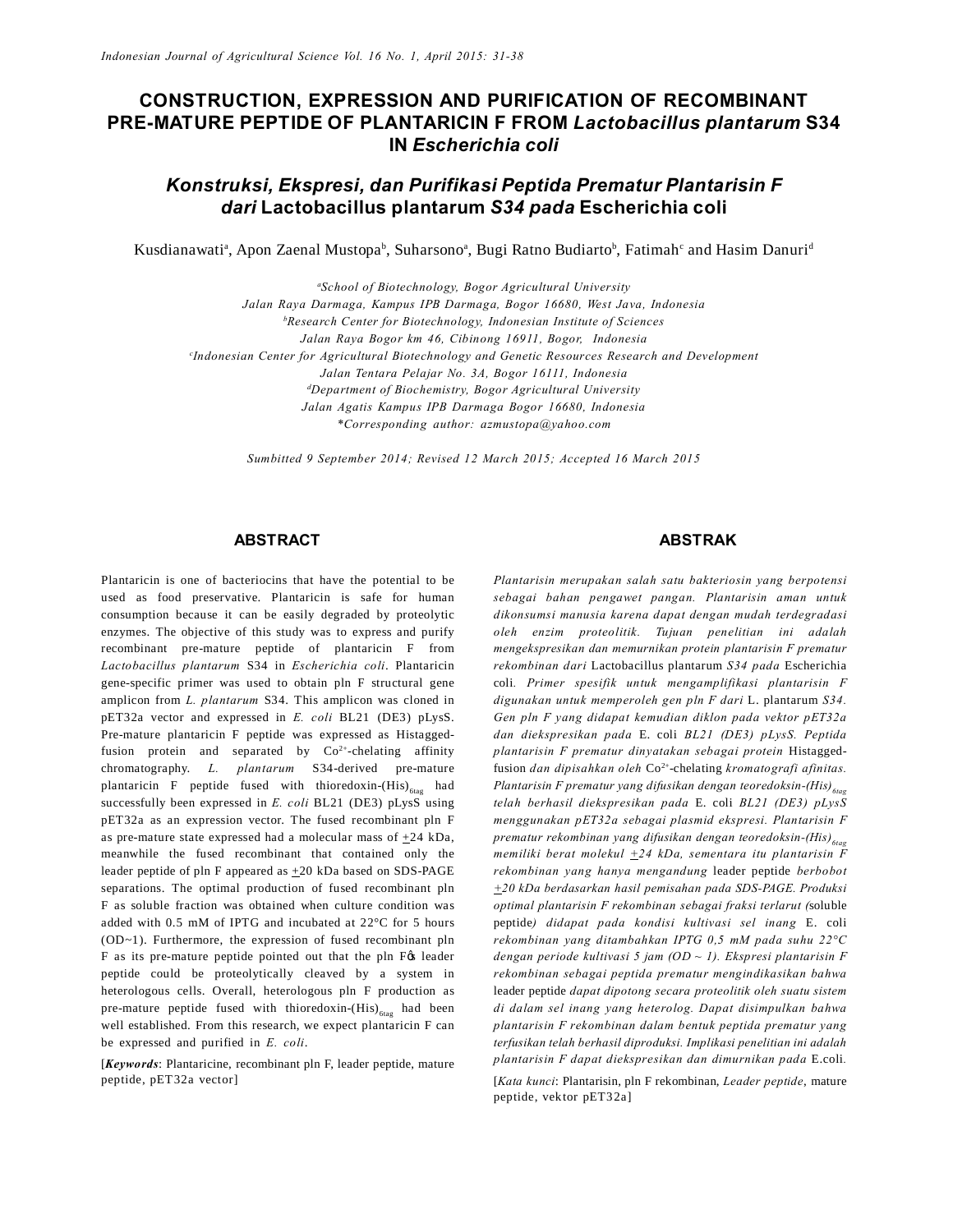# CONSTRUCTION, EXPRESSION AND PURIFICATION OF RECOMBINANT PRE-MATURE PEPTIDE OF PLANTARICIN F FROM *Lactobacillus plantarum* S34 IN *Escherichia coli*

## *Konstruksi, Ekspresi, dan Purifikasi Peptida Prematur Plantarisin F dari* Lactobacillus plantarum *S34 pada* Escherichia coli

Kusdianawati[a], Apon Zaenal Mustopa[b], Suharsono[a], Bugi Ratno Budiarto[b], Fatimah[c] and Hasim Danuri[d]

[a]*School of Biotechnology, Bogor Agricultural University*
*Jalan Raya Darmaga, Kampus IPB Darmaga, Bogor 16680, West Java, Indonesia*
[b]*Research Center for Biotechnology, Indonesian Institute of Sciences*
*Jalan Raya Bogor km 46, Cibinong 16911, Bogor, Indonesia*
[c]*Indonesian Center for Agricultural Biotechnology and Genetic Resources Research and Development*
*Jalan Tentara Pelajar No. 3A, Bogor 16111, Indonesia*
[d]*Department of Biochemistry, Bogor Agricultural University*
*Jalan Agatis Kampus IPB Darmaga Bogor 16680, Indonesia*
*\*Corresponding author: azmustopa@yahoo.com*

*Sumbitted 9 September 2014; Revised 12 March 2015; Accepted 16 March 2015*

## ABSTRACT

Plantaricin is one of bacteriocins that have the potential to be used as food preservative. Plantaricin is safe for human consumption because it can be easily degraded by proteolytic enzymes. The objective of this study was to express and purify recombinant pre-mature peptide of plantaricin F from *Lactobacillus plantarum* S34 in *Escherichia coli*. Plantaricin gene-specific primer was used to obtain pln F structural gene amplicon from *L. plantarum* S34. This amplicon was cloned in pET32a vector and expressed in *E. coli* BL21 (DE3) pLysS. Pre-mature plantaricin F peptide was expressed as Histagged-fusion protein and separated by $Co^{2+}$-chelating affinity chromatography. *L. plantarum* S34-derived pre-mature plantaricin F peptide fused with thioredoxin-$(His)_{6tag}$ had successfully been expressed in *E. coli* BL21 (DE3) pLysS using pET32a as an expression vector. The fused recombinant pln F as pre-mature state expressed had a molecular mass of $\pm$24 kDa, meanwhile the fused recombinant that contained only the leader peptide of pln F appeared as $\pm$20 kDa based on SDS-PAGE separations. The optimal production of fused recombinant pln F as soluble fraction was obtained when culture condition was added with 0.5 mM of IPTG and incubated at 22°C for 5 hours (OD~1). Furthermore, the expression of fused recombinant pln F as its pre-mature peptide pointed out that the pln F's leader peptide could be proteolytically cleaved by a system in heterologous cells. Overall, heterologous pln F production as pre-mature peptide fused with thioredoxin-$(His)_{6tag}$ had been well established. From this research, we expect plantaricin F can be expressed and purified in *E. coli*.

[***Keywords***: Plantaricine, recombinant pln F, leader peptide, mature peptide, pET32a vector]

## ABSTRAK

*Plantarisin merupakan salah satu bakteriosin yang berpotensi sebagai bahan pengawet pangan. Plantarisin aman untuk dikonsumsi manusia karena dapat dengan mudah terdegradasi oleh enzim proteolitik. Tujuan penelitian ini adalah mengekspresikan dan memurnikan protein plantarisin F prematur rekombinan dari* Lactobacillus plantarum *S34 pada* Escherichia coli*. Primer spesifik untuk mengamplifikasi plantarisin F digunakan untuk memperoleh gen pln F dari* L. plantarum *S34. Gen pln F yang didapat kemudian diklon pada vektor pET32a dan diekspresikan pada* E. coli *BL21 (DE3) pLysS. Peptida plantarisin F prematur dinyatakan sebagai protein* Histagged-fusion *dan dipisahkan oleh* $Co^{2+}$-chelating *kromatografi afinitas. Plantarisin F prematur yang difusikan dengan teoredoksin-$(His)_{6tag}$ telah berhasil diekspresikan pada* E. coli *BL21 (DE3) pLysS menggunakan pET32a sebagai plasmid ekspresi. Plantarisin F prematur rekombinan yang difusikan dengan teoredoksin-$(His)_{6tag}$ memiliki berat molekul $\pm$24 kDa, sementara itu plantarisin F rekombinan yang hanya mengandung* leader peptide *berbobot $\pm$20 kDa berdasarkan hasil pemisahan pada SDS-PAGE. Produksi optimal plantarisin F rekombinan sebagai fraksi terlarut (*soluble peptide*) didapat pada kondisi kultivasi sel inang* E. coli *rekombinan yang ditambahkan IPTG 0,5 mM pada suhu 22°C dengan periode kultivasi 5 jam (OD ~ 1). Ekspresi plantarisin F rekombinan sebagai peptida prematur mengindikasikan bahwa* leader peptide *dapat dipotong secara proteolitik oleh suatu sistem di dalam sel inang yang heterolog. Dapat disimpulkan bahwa plantarisin F rekombinan dalam bentuk peptida prematur yang terfusikan telah berhasil diproduksi. Implikasi penelitian ini adalah plantarisin F dapat diekspresikan dan dimurnikan pada* E.coli.

[*Kata kunci*: Plantarisin, pln F rekombinan, *Leader peptide*, mature peptide, vektor pET32a]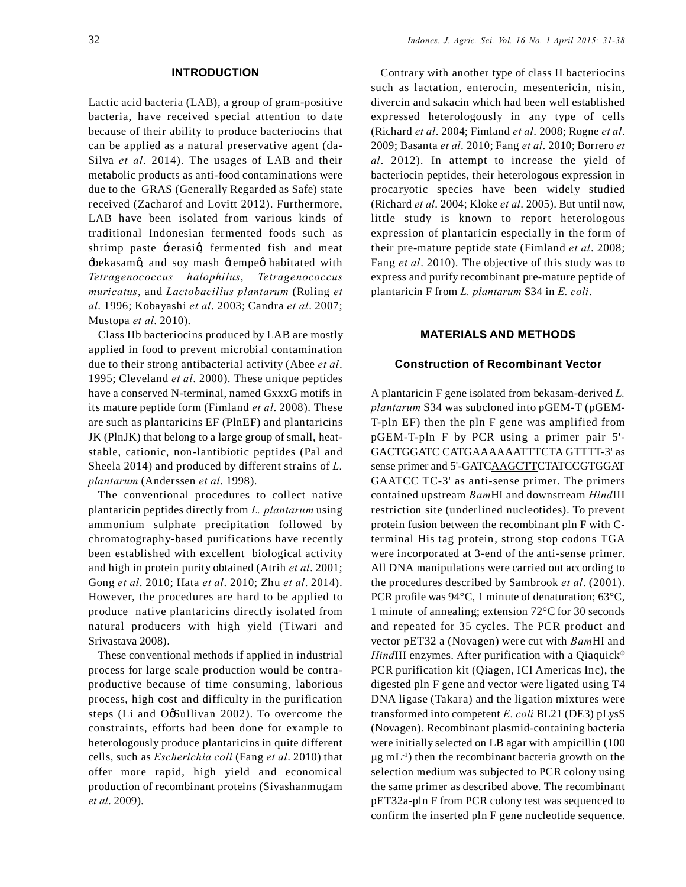## INTRODUCTION

Lactic acid bacteria (LAB), a group of gram-positive bacteria, have received special attention to date because of their ability to produce bacteriocins that can be applied as a natural preservative agent (da-Silva *et al*. 2014). The usages of LAB and their metabolic products as anti-food contaminations were due to the GRAS (Generally Regarded as Safe) state received (Zacharof and Lovitt 2012). Furthermore, LAB have been isolated from various kinds of traditional Indonesian fermented foods such as shrimp paste 'terasi', fermented fish and meat 'bekasam', and soy mash 'tempe' habitated with *Tetragenococcus halophilus*, *Tetragenococcus muricatus*, and *Lactobacillus plantarum* (Roling *et al*. 1996; Kobayashi *et al*. 2003; Candra *et al*. 2007; Mustopa *et al*. 2010).

Class IIb bacteriocins produced by LAB are mostly applied in food to prevent microbial contamination due to their strong antibacterial activity (Abee *et al*. 1995; Cleveland *et al*. 2000). These unique peptides have a conserved N-terminal, named GxxxG motifs in its mature peptide form (Fimland *et al*. 2008). These are such as plantaricins EF (PlnEF) and plantaricins JK (PlnJK) that belong to a large group of small, heat-stable, cationic, non-lantibiotic peptides (Pal and Sheela 2014) and produced by different strains of *L. plantarum* (Anderssen *et al*. 1998).

The conventional procedures to collect native plantaricin peptides directly from *L. plantarum* using ammonium sulphate precipitation followed by chromatography-based purifications have recently been established with excellent biological activity and high in protein purity obtained (Atrih *et al*. 2001; Gong *et al*. 2010; Hata *et al*. 2010; Zhu *et al*. 2014). However, the procedures are hard to be applied to produce native plantaricins directly isolated from natural producers with high yield (Tiwari and Srivastava 2008).

These conventional methods if applied in industrial process for large scale production would be contra-productive because of time consuming, laborious process, high cost and difficulty in the purification steps (Li and O'Sullivan 2002). To overcome the constraints, efforts had been done for example to heterologously produce plantaricins in quite different cells, such as *Escherichia coli* (Fang *et al*. 2010) that offer more rapid, high yield and economical production of recombinant proteins (Sivashanmugam *et al*. 2009).

Contrary with another type of class II bacteriocins such as lactation, enterocin, mesentericin, nisin, divercin and sakacin which had been well established expressed heterologously in any type of cells (Richard *et al*. 2004; Fimland *et al*. 2008; Rogne *et al*. 2009; Basanta *et al*. 2010; Fang *et al*. 2010; Borrero *et al*. 2012). In attempt to increase the yield of bacteriocin peptides, their heterologous expression in procaryotic species have been widely studied (Richard *et al*. 2004; Kloke *et al*. 2005). But until now, little study is known to report heterologous expression of plantaricin especially in the form of their pre-mature peptide state (Fimland *et al*. 2008; Fang *et al*. 2010). The objective of this study was to express and purify recombinant pre-mature peptide of plantaricin F from *L. plantarum* S34 in *E. coli*.

## MATERIALS AND METHODS

### Construction of Recombinant Vector

A plantaricin F gene isolated from bekasam-derived *L. plantarum* S34 was subcloned into pGEM-T (pGEM-T-pln EF) then the pln F gene was amplified from pGEM-T-pln F by PCR using a primer pair 5'-GACT<u>GGATC</u> CATGAAAAAATTTCTA GTTTT-3' as sense primer and 5'-GATC<u>AAGCTT</u>CTATCCGTGGAT GAATCC TC-3' as anti-sense primer. The primers contained upstream *Bam*HI and downstream *Hind*III restriction site (underlined nucleotides). To prevent protein fusion between the recombinant pln F with C-terminal His tag protein, strong stop codons TGA were incorporated at 3-end of the anti-sense primer. All DNA manipulations were carried out according to the procedures described by Sambrook *et al*. (2001). PCR profile was 94°C, 1 minute of denaturation; 63°C, 1 minute of annealing; extension 72°C for 30 seconds and repeated for 35 cycles. The PCR product and vector pET32 a (Novagen) were cut with *Bam*HI and *Hind*III enzymes. After purification with a Qiaquick® PCR purification kit (Qiagen, ICI Americas Inc), the digested pln F gene and vector were ligated using T4 DNA ligase (Takara) and the ligation mixtures were transformed into competent *E. coli* BL21 (DE3) pLysS (Novagen). Recombinant plasmid-containing bacteria were initially selected on LB agar with ampicillin (100 μg $mL^{-1}$) then the recombinant bacteria growth on the selection medium was subjected to PCR colony using the same primer as described above. The recombinant pET32a-pln F from PCR colony test was sequenced to confirm the inserted pln F gene nucleotide sequence.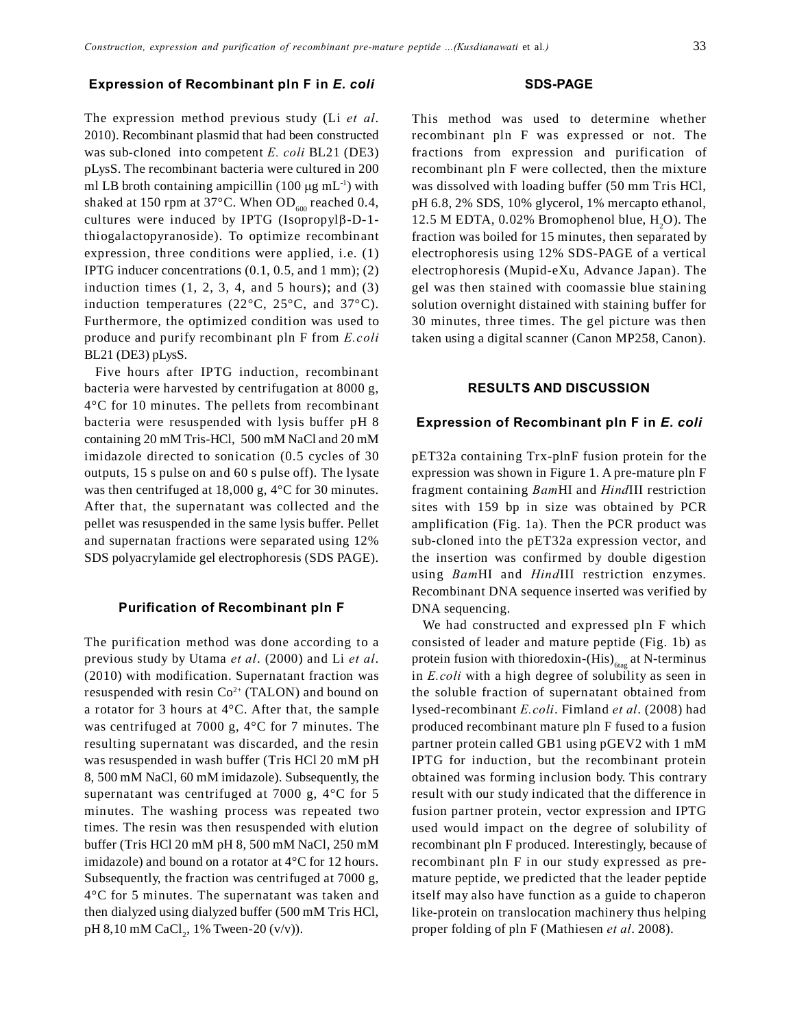## Expression of Recombinant pln F in *E. coli*

The expression method previous study (Li *et al*. 2010). Recombinant plasmid that had been constructed was sub-cloned into competent *E. coli* BL21 (DE3) pLysS. The recombinant bacteria were cultured in 200 ml LB broth containing ampicillin (100 μg $mL^{-1}$) with shaked at 150 rpm at 37°C. When $OD_{600}$ reached 0.4, cultures were induced by IPTG (Isopropylβ-D-1-thiogalactopyranoside). To optimize recombinant expression, three conditions were applied, i.e. (1) IPTG inducer concentrations (0.1, 0.5, and 1 mm); (2) induction times (1, 2, 3, 4, and 5 hours); and (3) induction temperatures (22°C, 25°C, and 37°C). Furthermore, the optimized condition was used to produce and purify recombinant pln F from *E.coli* BL21 (DE3) pLysS.

Five hours after IPTG induction, recombinant bacteria were harvested by centrifugation at 8000 g, 4°C for 10 minutes. The pellets from recombinant bacteria were resuspended with lysis buffer pH 8 containing 20 mM Tris-HCl, 500 mM NaCl and 20 mM imidazole directed to sonication (0.5 cycles of 30 outputs, 15 s pulse on and 60 s pulse off). The lysate was then centrifuged at 18,000 g, 4°C for 30 minutes. After that, the supernatant was collected and the pellet was resuspended in the same lysis buffer. Pellet and supernatan fractions were separated using 12% SDS polyacrylamide gel electrophoresis (SDS PAGE).

## Purification of Recombinant pln F

The purification method was done according to a previous study by Utama *et al*. (2000) and Li *et al*. (2010) with modification. Supernatant fraction was resuspended with resin $Co^{2+}$ (TALON) and bound on a rotator for 3 hours at 4°C. After that, the sample was centrifuged at 7000 g, 4°C for 7 minutes. The resulting supernatant was discarded, and the resin was resuspended in wash buffer (Tris HCl 20 mM pH 8, 500 mM NaCl, 60 mM imidazole). Subsequently, the supernatant was centrifuged at 7000 g, 4°C for 5 minutes. The washing process was repeated two times. The resin was then resuspended with elution buffer (Tris HCl 20 mM pH 8, 500 mM NaCl, 250 mM imidazole) and bound on a rotator at 4°C for 12 hours. Subsequently, the fraction was centrifuged at 7000 g, 4°C for 5 minutes. The supernatant was taken and then dialyzed using dialyzed buffer (500 mM Tris HCl, pH 8,10 mM $CaCl_2$, 1% Tween-20 (v/v)).

## SDS-PAGE

This method was used to determine whether recombinant pln F was expressed or not. The fractions from expression and purification of recombinant pln F were collected, then the mixture was dissolved with loading buffer (50 mm Tris HCl, pH 6.8, 2% SDS, 10% glycerol, 1% mercapto ethanol, 12.5 M EDTA, 0.02% Bromophenol blue, $H_2O$). The fraction was boiled for 15 minutes, then separated by electrophoresis using 12% SDS-PAGE of a vertical electrophoresis (Mupid-eXu, Advance Japan). The gel was then stained with coomassie blue staining solution overnight distained with staining buffer for 30 minutes, three times. The gel picture was then taken using a digital scanner (Canon MP258, Canon).

# RESULTS AND DISCUSSION

## Expression of Recombinant pln F in *E. coli*

pET32a containing Trx-plnF fusion protein for the expression was shown in Figure 1. A pre-mature pln F fragment containing *Bam*HI and *Hind*III restriction sites with 159 bp in size was obtained by PCR amplification (Fig. 1a). Then the PCR product was sub-cloned into the pET32a expression vector, and the insertion was confirmed by double digestion using *Bam*HI and *Hind*III restriction enzymes. Recombinant DNA sequence inserted was verified by DNA sequencing.

We had constructed and expressed pln F which consisted of leader and mature peptide (Fig. 1b) as protein fusion with thioredoxin-$(His)_{6tag}$ at N-terminus in *E.coli* with a high degree of solubility as seen in the soluble fraction of supernatant obtained from lysed-recombinant *E.coli*. Fimland *et al*. (2008) had produced recombinant mature pln F fused to a fusion partner protein called GB1 using pGEV2 with 1 mM IPTG for induction, but the recombinant protein obtained was forming inclusion body. This contrary result with our study indicated that the difference in fusion partner protein, vector expression and IPTG used would impact on the degree of solubility of recombinant pln F produced. Interestingly, because of recombinant pln F in our study expressed as pre-mature peptide, we predicted that the leader peptide itself may also have function as a guide to chaperon like-protein on translocation machinery thus helping proper folding of pln F (Mathiesen *et al*. 2008).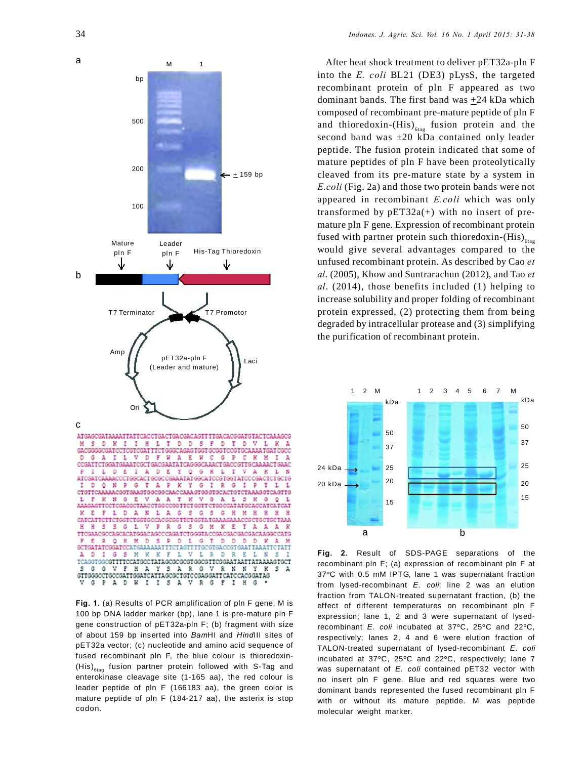After heat shock treatment to deliver pET32a-pln F into the *E. coli* BL21 (DE3) pLysS, the targeted recombinant protein of pln F appeared as two dominant bands. The first band was +24 kDa which composed of recombinant pre-mature peptide of pln F and thioredoxin-$(His)_{6tag}$ fusion protein and the second band was ±20 kDa contained only leader peptide. The fusion protein indicated that some of mature peptides of pln F have been proteolytically cleaved from its pre-mature state by a system in *E.coli* (Fig. 2a) and those two protein bands were not appeared in recombinant *E.coli* which was only transformed by pET32a(+) with no insert of pre-mature pln F gene. Expression of recombinant protein fused with partner protein such thioredoxin-$(His)_{6tag}$ would give several advantages compared to the unfused recombinant protein. As described by Cao *et al.* (2005), Khow and Suntrarachun (2012), and Tao *et al.* (2014), those benefits included (1) helping to increase solubility and proper folding of recombinant protein expressed, (2) protecting them from being degraded by intracellular protease and (3) simplifying the purification of recombinant protein.

**Fig. 1.** (a) Results of PCR amplification of pln F gene. M is 100 bp DNA ladder marker (bp), lane 1 is pre-mature pln F gene construction of pET32a-pln F; (b) fragment with size of about 159 bp inserted into *Bam*HI and *Hind*III sites of pET32a vector; (c) nucleotide and amino acid sequence of fused recombinant pln F, the blue colour is thioredoxin-$(His)_{6tag}$ fusion partner protein followed with S-Tag and enterokinase cleavage site (1-165 aa), the red colour is leader peptide of pln F (166183 aa), the green color is mature peptide of pln F (184-217 aa), the asterix is stop codon.

**Fig. 2.** Result of SDS-PAGE separations of the recombinant pln F; (a) expression of recombinant pln F at 37°C with 0.5 mM IPTG, lane 1 was supernatant fraction from lysed-recombinant *E. coli*; line 2 was an elution fraction from TALON-treated supernatant fraction, (b) the effect of different temperatures on recombinant pln F expression; lane 1, 2 and 3 were supernatant of lysed-recombinant *E. coli* incubated at 37°C, 25°C and 22°C, respectively; lanes 2, 4 and 6 were elution fraction of TALON-treated supernatant of lysed-recombinant *E. coli* incubated at 37°C, 25°C and 22°C, respectively; lane 7 was supernatant of *E. coli* contained pET32 vector with no insert pln F gene. Blue and red squares were two dominant bands represented the fused recombinant pln F with or without its mature peptide. M was peptide molecular weight marker.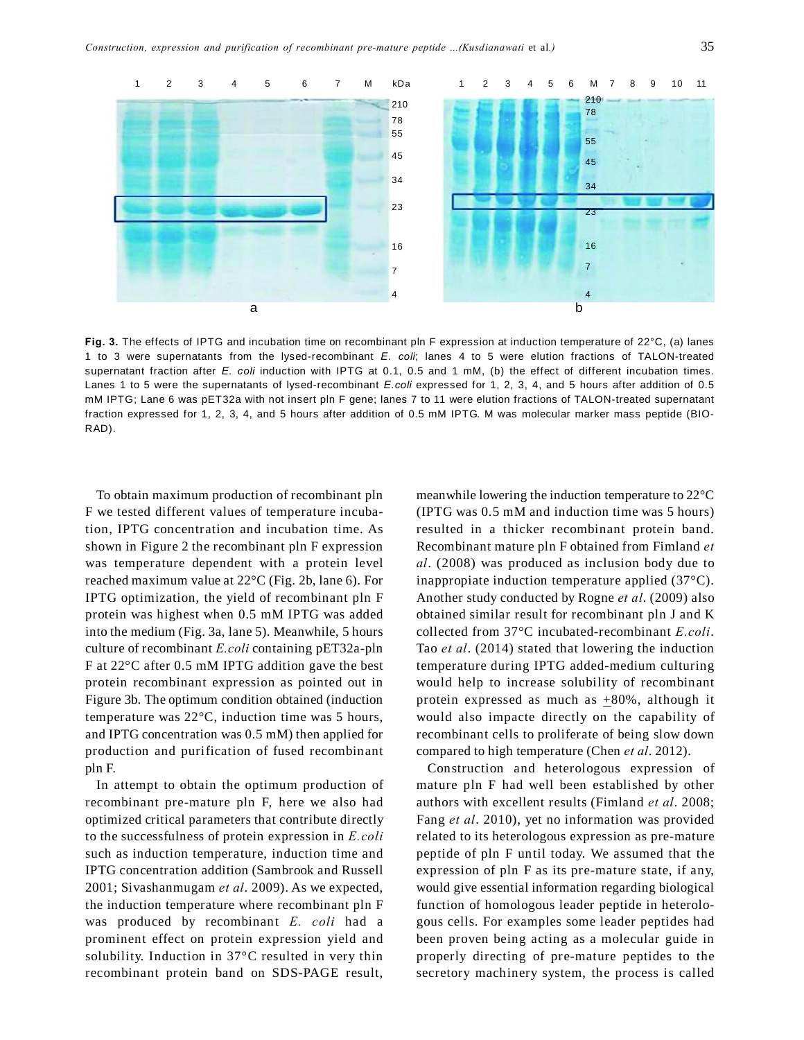**Fig. 3.** The effects of IPTG and incubation time on recombinant pln F expression at induction temperature of 22°C, (a) lanes 1 to 3 were supernatants from the lysed-recombinant *E. coli*; lanes 4 to 5 were elution fractions of TALON-treated supernatant fraction after *E. coli* induction with IPTG at 0.1, 0.5 and 1 mM, (b) the effect of different incubation times. Lanes 1 to 5 were the supernatants of lysed-recombinant *E.coli* expressed for 1, 2, 3, 4, and 5 hours after addition of 0.5 mM IPTG; Lane 6 was pET32a with not insert pln F gene; lanes 7 to 11 were elution fractions of TALON-treated supernatant fraction expressed for 1, 2, 3, 4, and 5 hours after addition of 0.5 mM IPTG. M was molecular marker mass peptide (BIO-RAD).

To obtain maximum production of recombinant pln F we tested different values of temperature incubation, IPTG concentration and incubation time. As shown in Figure 2 the recombinant pln F expression was temperature dependent with a protein level reached maximum value at 22°C (Fig. 2b, lane 6). For IPTG optimization, the yield of recombinant pln F protein was highest when 0.5 mM IPTG was added into the medium (Fig. 3a, lane 5). Meanwhile, 5 hours culture of recombinant *E.coli* containing pET32a-pln F at 22°C after 0.5 mM IPTG addition gave the best protein recombinant expression as pointed out in Figure 3b. The optimum condition obtained (induction temperature was 22°C, induction time was 5 hours, and IPTG concentration was 0.5 mM) then applied for production and purification of fused recombinant pln F.

In attempt to obtain the optimum production of recombinant pre-mature pln F, here we also had optimized critical parameters that contribute directly to the successfulness of protein expression in *E.coli* such as induction temperature, induction time and IPTG concentration addition (Sambrook and Russell 2001; Sivashanmugam *et al*. 2009). As we expected, the induction temperature where recombinant pln F was produced by recombinant *E. coli* had a prominent effect on protein expression yield and solubility. Induction in 37°C resulted in very thin recombinant protein band on SDS-PAGE result, meanwhile lowering the induction temperature to 22°C (IPTG was 0.5 mM and induction time was 5 hours) resulted in a thicker recombinant protein band. Recombinant mature pln F obtained from Fimland *et al*. (2008) was produced as inclusion body due to inappropiate induction temperature applied (37°C). Another study conducted by Rogne *et al*. (2009) also obtained similar result for recombinant pln J and K collected from 37°C incubated-recombinant *E.coli*. Tao *et al*. (2014) stated that lowering the induction temperature during IPTG added-medium culturing would help to increase solubility of recombinant protein expressed as much as $\pm$80%, although it would also impacte directly on the capability of recombinant cells to proliferate of being slow down compared to high temperature (Chen *et al*. 2012).

Construction and heterologous expression of mature pln F had well been established by other authors with excellent results (Fimland *et al*. 2008; Fang *et al*. 2010), yet no information was provided related to its heterologous expression as pre-mature peptide of pln F until today. We assumed that the expression of pln F as its pre-mature state, if any, would give essential information regarding biological function of homologous leader peptide in heterologous cells. For examples some leader peptides had been proven being acting as a molecular guide in properly directing of pre-mature peptides to the secretory machinery system, the process is called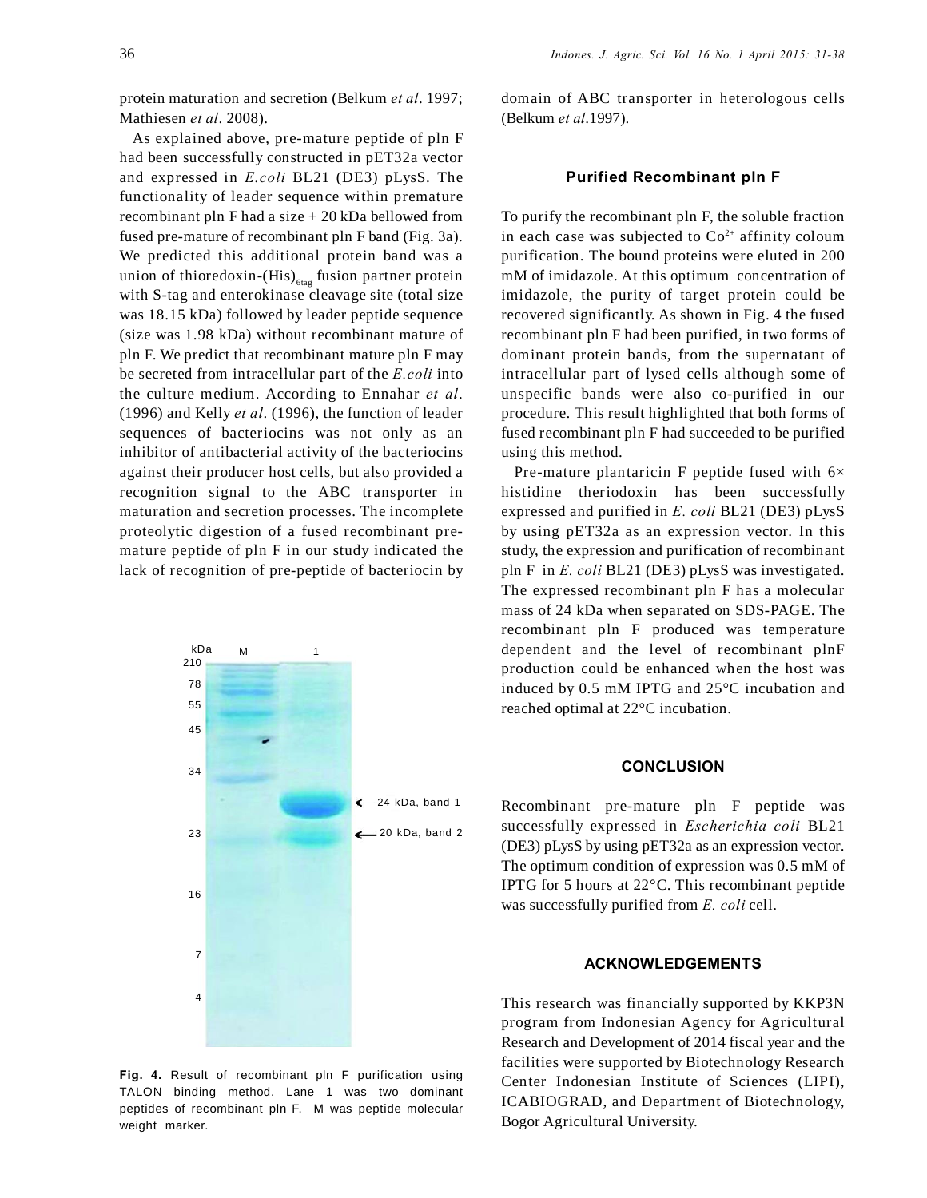protein maturation and secretion (Belkum *et al*. 1997; Mathiesen *et al*. 2008).

As explained above, pre-mature peptide of pln F had been successfully constructed in pET32a vector and expressed in *E.coli* BL21 (DE3) pLysS. The functionality of leader sequence within premature recombinant pln F had a size ± 20 kDa bellowed from fused pre-mature of recombinant pln F band (Fig. 3a). We predicted this additional protein band was a union of thioredoxin-$(His)_{6tag}$ fusion partner protein with S-tag and enterokinase cleavage site (total size was 18.15 kDa) followed by leader peptide sequence (size was 1.98 kDa) without recombinant mature of pln F. We predict that recombinant mature pln F may be secreted from intracellular part of the *E.coli* into the culture medium. According to Ennahar *et al*. (1996) and Kelly *et al*. (1996), the function of leader sequences of bacteriocins was not only as an inhibitor of antibacterial activity of the bacteriocins against their producer host cells, but also provided a recognition signal to the ABC transporter in maturation and secretion processes. The incomplete proteolytic digestion of a fused recombinant pre-mature peptide of pln F in our study indicated the lack of recognition of pre-peptide of bacteriocin by domain of ABC transporter in heterologous cells (Belkum *et al*.1997).

**Fig. 4.** Result of recombinant pln F purification using TALON binding method. Lane 1 was two dominant peptides of recombinant pln F. M was peptide molecular weight marker.

### Purified Recombinant pln F

To purify the recombinant pln F, the soluble fraction in each case was subjected to $Co^{2+}$ affinity coloum purification. The bound proteins were eluted in 200 mM of imidazole. At this optimum concentration of imidazole, the purity of target protein could be recovered significantly. As shown in Fig. 4 the fused recombinant pln F had been purified, in two forms of dominant protein bands, from the supernatant of intracellular part of lysed cells although some of unspecific bands were also co-purified in our procedure. This result highlighted that both forms of fused recombinant pln F had succeeded to be purified using this method.

Pre-mature plantaricin F peptide fused with 6× histidine theriodoxin has been successfully expressed and purified in *E. coli* BL21 (DE3) pLysS by using pET32a as an expression vector. In this study, the expression and purification of recombinant pln F in *E. coli* BL21 (DE3) pLysS was investigated. The expressed recombinant pln F has a molecular mass of 24 kDa when separated on SDS-PAGE. The recombinant pln F produced was temperature dependent and the level of recombinant plnF production could be enhanced when the host was induced by 0.5 mM IPTG and 25°C incubation and reached optimal at 22°C incubation.

## CONCLUSION

Recombinant pre-mature pln F peptide was successfully expressed in *Escherichia coli* BL21 (DE3) pLysS by using pET32a as an expression vector. The optimum condition of expression was 0.5 mM of IPTG for 5 hours at 22°C. This recombinant peptide was successfully purified from *E. coli* cell.

## ACKNOWLEDGEMENTS

This research was financially supported by KKP3N program from Indonesian Agency for Agricultural Research and Development of 2014 fiscal year and the facilities were supported by Biotechnology Research Center Indonesian Institute of Sciences (LIPI), ICABIOGRAD, and Department of Biotechnology, Bogor Agricultural University.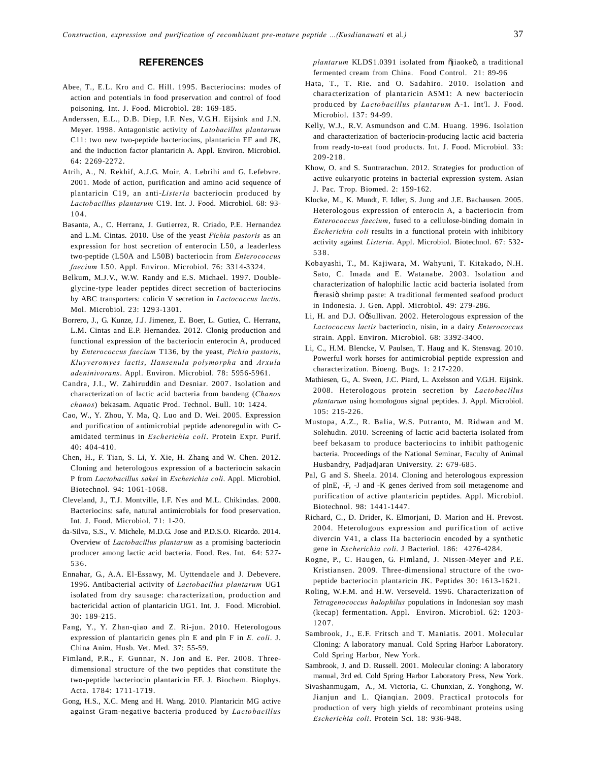## REFERENCES

Abee, T., E.L. Kro and C. Hill. 1995. Bacteriocins: modes of action and potentials in food preservation and control of food poisoning. Int. J. Food. Microbiol. 28: 169-185.

Anderssen, E.L., D.B. Diep, I.F. Nes, V.G.H. Eijsink and J.N. Meyer. 1998. Antagonistic activity of *Latobacillus plantarum* C11: two new two-peptide bacteriocins, plantaricin EF and JK, and the induction factor plantaricin A. Appl. Environ. Microbiol. 64: 2269-2272.

Atrih, A., N. Rekhif, A.J.G. Moir, A. Lebrihi and G. Lefebvre. 2001. Mode of action, purification and amino acid sequence of plantaricin C19, an anti-*Listeria* bacteriocin produced by *Lactobacillus plantarum* C19. Int. J. Food. Microbiol. 68: 93-104.

Basanta, A., C. Herranz, J. Gutierrez, R. Criado, P.E. Hernandez and L.M. Cintas. 2010. Use of the yeast *Pichia pastoris* as an expression for host secretion of enterocin L50, a leaderless two-peptide (L50A and L50B) bacteriocin from *Enterococcus faecium* L50. Appl. Environ. Microbiol. 76: 3314-3324.

Belkum, M.J.V., W.W. Randy and E.S. Michael. 1997. Double-glycine-type leader peptides direct secretion of bacteriocins by ABC transporters: colicin V secretion in *Lactococcus lactis*. Mol. Microbiol. 23: 1293-1301.

Borrero, J., G. Kunze, J.J. Jimenez, E. Boer, L. Gutiez, C. Herranz, L.M. Cintas and E.P. Hernandez. 2012. Clonig production and functional expression of the bacteriocin enterocin A, produced by *Enterococcus faecium* T136, by the yeast, *Pichia pastoris*, *Kluyveromyes lactis*, *Hansenula polymorpha* and *Arxula adeninivorans*. Appl. Environ. Microbiol. 78: 5956-5961.

Candra, J.I., W. Zahiruddin and Desniar. 2007. Isolation and characterization of lactic acid bacteria from bandeng (*Chanos chanos*) bekasam. Aquatic Prod. Technol. Bull. 10: 1424.

Cao, W., Y. Zhou, Y. Ma, Q. Luo and D. Wei. 2005. Expression and purification of antimicrobial peptide adenoregulin with C-amidated terminus in *Escherichia coli*. Protein Expr. Purif. 40: 404-410.

Chen, H., F. Tian, S. Li, Y. Xie, H. Zhang and W. Chen. 2012. Cloning and heterologous expression of a bacteriocin sakacin P from *Lactobacillus sakei* in *Escherichia coli*. Appl. Microbiol. Biotechnol. 94: 1061-1068.

Cleveland, J., T.J. Montville, I.F. Nes and M.L. Chikindas. 2000. Bacteriocins: safe, natural antimicrobials for food preservation. Int. J. Food. Microbiol. 71: 1-20.

da-Silva, S.S., V. Michele, M.D.G. Jose and P.D.S.O. Ricardo. 2014. Overview of *Lactobacillus plantarum* as a promising bacteriocin producer among lactic acid bacteria. Food. Res. Int. 64: 527-536.

Ennahar, G., A.A. El-Essawy, M. Uyttendaele and J. Debevere. 1996. Antibacterial activity of *Lactobacillus plantarum* UG1 isolated from dry sausage: characterization, production and bactericidal action of plantaricin UG1. Int. J. Food. Microbiol. 30: 189-215.

Fang, Y., Y. Zhan-qiao and Z. Ri-jun. 2010. Heterologous expression of plantaricin genes pln E and pln F in *E. coli*. J. China Anim. Husb. Vet. Med. 37: 55-59.

Fimland, P.R., F. Gunnar, N. Jon and E. Per. 2008. Three-dimensional structure of the two peptides that constitute the two-peptide bacteriocin plantaricin EF. J. Biochem. Biophys. Acta. 1784: 1711-1719.

Gong, H.S., X.C. Meng and H. Wang. 2010. Plantaricin MG active against Gram-negative bacteria produced by *Lactobacillus plantarum* KLDS1.0391 isolated from õjiaokeò, a traditional fermented cream from China. Food Control. 21: 89-96

Hata, T., T. Rie. and O. Sadahiro. 2010. Isolation and characterization of plantaricin ASM1: A new bacteriocin produced by *Lactobacillus plantarum* A-1. Int'l. J. Food. Microbiol. 137: 94-99.

Kelly, W.J., R.V. Asmundson and C.M. Huang. 1996. Isolation and characterization of bacteriocin-producing lactic acid bacteria from ready-to-eat food products. Int. J. Food. Microbiol. 33: 209-218.

Khow, O. and S. Suntrarachun. 2012. Strategies for production of active eukaryotic proteins in bacterial expression system. Asian J. Pac. Trop. Biomed. 2: 159-162.

Klocke, M., K. Mundt, F. Idler, S. Jung and J.E. Bachausen. 2005. Heterologous expression of enterocin A, a bacteriocin from *Enterococcus faecium*, fused to a cellulose-binding domain in *Escherichia coli* results in a functional protein with inhibitory activity against *Listeria*. Appl. Microbiol. Biotechnol. 67: 532-538.

Kobayashi, T., M. Kajiwara, M. Wahyuni, T. Kitakado, N.H. Sato, C. Imada and E. Watanabe. 2003. Isolation and characterization of halophilic lactic acid bacteria isolated from õterasiò shrimp paste: A traditional fermented seafood product in Indonesia. J. Gen. Appl. Microbiol. 49: 279-286.

Li, H. and D.J. OøSullivan. 2002. Heterologous expression of the *Lactococcus lactis* bacteriocin, nisin, in a dairy *Enterococcus* strain. Appl. Environ. Microbiol. 68: 3392-3400.

Li, C., H.M. Blencke, V. Paulsen, T. Haug and K. Stensvag. 2010. Powerful work horses for antimicrobial peptide expression and characterization. Bioeng. Bugs. 1: 217-220.

Mathiesen, G., A. Sveen, J.C. Piard, L. Axelsson and V.G.H. Eijsink. 2008. Heterologous protein secretion by *Lactobacillus plantarum* using homologous signal peptides. J. Appl. Microbiol. 105: 215-226.

Mustopa, A.Z., R. Balia, W.S. Putranto, M. Ridwan and M. Solehudin. 2010. Screening of lactic acid bacteria isolated from beef bekasam to produce bacteriocins to inhibit pathogenic bacteria. Proceedings of the National Seminar, Faculty of Animal Husbandry, Padjadjaran University. 2: 679-685.

Pal, G and S. Sheela. 2014. Cloning and heterologous expression of plnE, -F, -J and -K genes derived from soil metagenome and purification of active plantaricin peptides. Appl. Microbiol. Biotechnol. 98: 1441-1447.

Richard, C., D. Drider, K. Elmorjani, D. Marion and H. Prevost. 2004. Heterologous expression and purification of active divercin V41, a class IIa bacteriocin encoded by a synthetic gene in *Escherichia coli*. J Bacteriol. 186: 4276-4284.

Rogne, P., C. Haugen, G. Fimland, J. Nissen-Meyer and P.E. Kristiansen. 2009. Three-dimensional structure of the two-peptide bacteriocin plantaricin JK. Peptides 30: 1613-1621.

Roling, W.F.M. and H.W. Verseveld. 1996. Characterization of *Tetragenococcus halophilus* populations in Indonesian soy mash (kecap) fermentation. Appl. Environ. Microbiol. 62: 1203-1207.

Sambrook, J., E.F. Fritsch and T. Maniatis. 2001. Molecular Cloning: A laboratory manual. Cold Spring Harbor Laboratory. Cold Spring Harbor, New York.

Sambrook, J. and D. Russell. 2001. Molecular cloning: A laboratory manual, 3rd ed. Cold Spring Harbor Laboratory Press, New York.

Sivashanmugam, A., M. Victoria, C. Chunxian, Z. Yonghong, W. Jianjun and L. Qianqian. 2009. Practical protocols for production of very high yields of recombinant proteins using *Escherichia coli*. Protein Sci. 18: 936-948.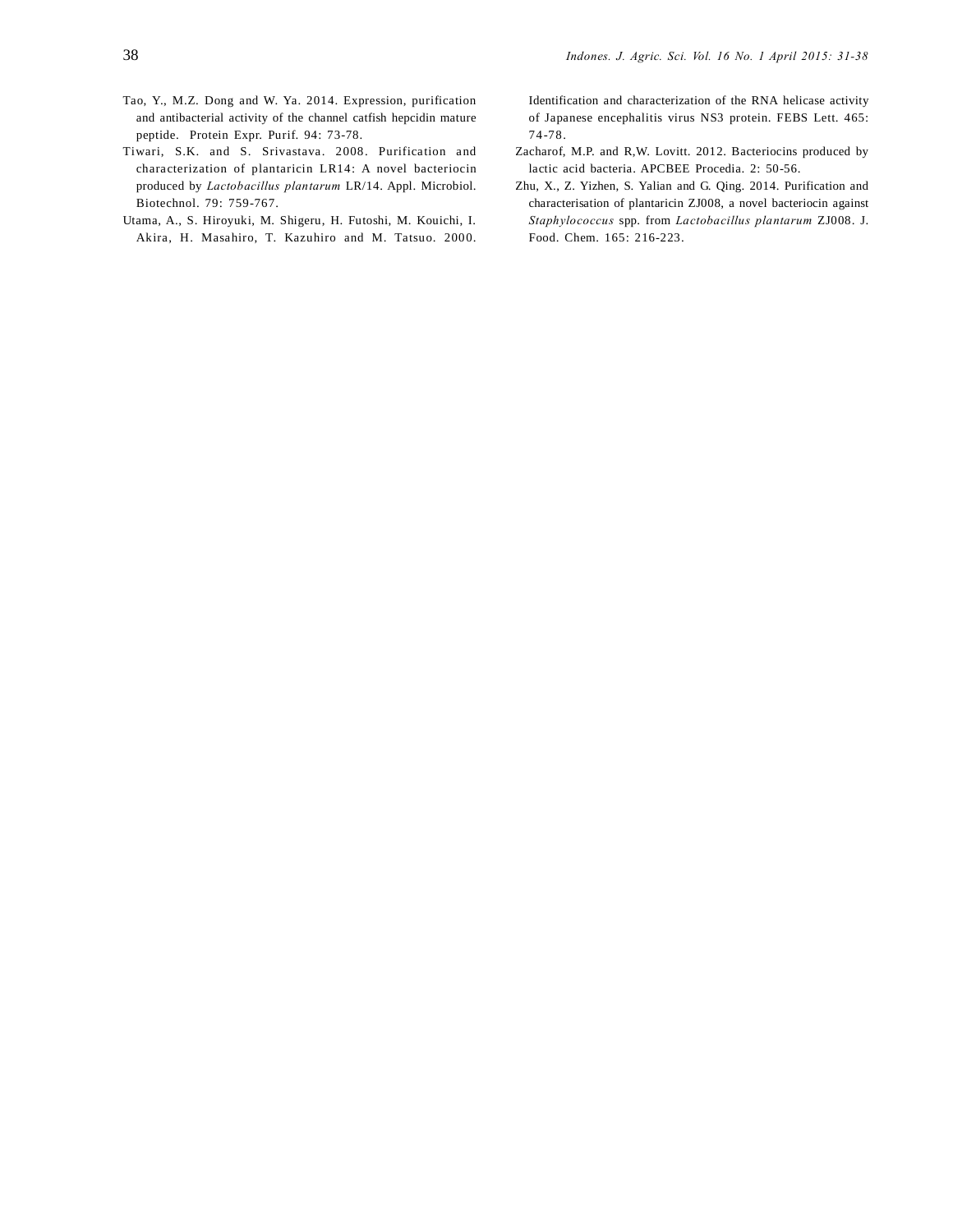Tao, Y., M.Z. Dong and W. Ya. 2014. Expression, purification and antibacterial activity of the channel catfish hepcidin mature peptide. Protein Expr. Purif. 94: 73-78.

Tiwari, S.K. and S. Srivastava. 2008. Purification and characterization of plantaricin LR14: A novel bacteriocin produced by *Lactobacillus plantarum* LR/14. Appl. Microbiol. Biotechnol. 79: 759-767.

Utama, A., S. Hiroyuki, M. Shigeru, H. Futoshi, M. Kouichi, I. Akira, H. Masahiro, T. Kazuhiro and M. Tatsuo. 2000. Identification and characterization of the RNA helicase activity of Japanese encephalitis virus NS3 protein. FEBS Lett. 465: 74-78.

Zacharof, M.P. and R,W. Lovitt. 2012. Bacteriocins produced by lactic acid bacteria. APCBEE Procedia. 2: 50-56.

Zhu, X., Z. Yizhen, S. Yalian and G. Qing. 2014. Purification and characterisation of plantaricin ZJ008, a novel bacteriocin against *Staphylococcus* spp. from *Lactobacillus plantarum* ZJ008. J. Food. Chem. 165: 216-223.